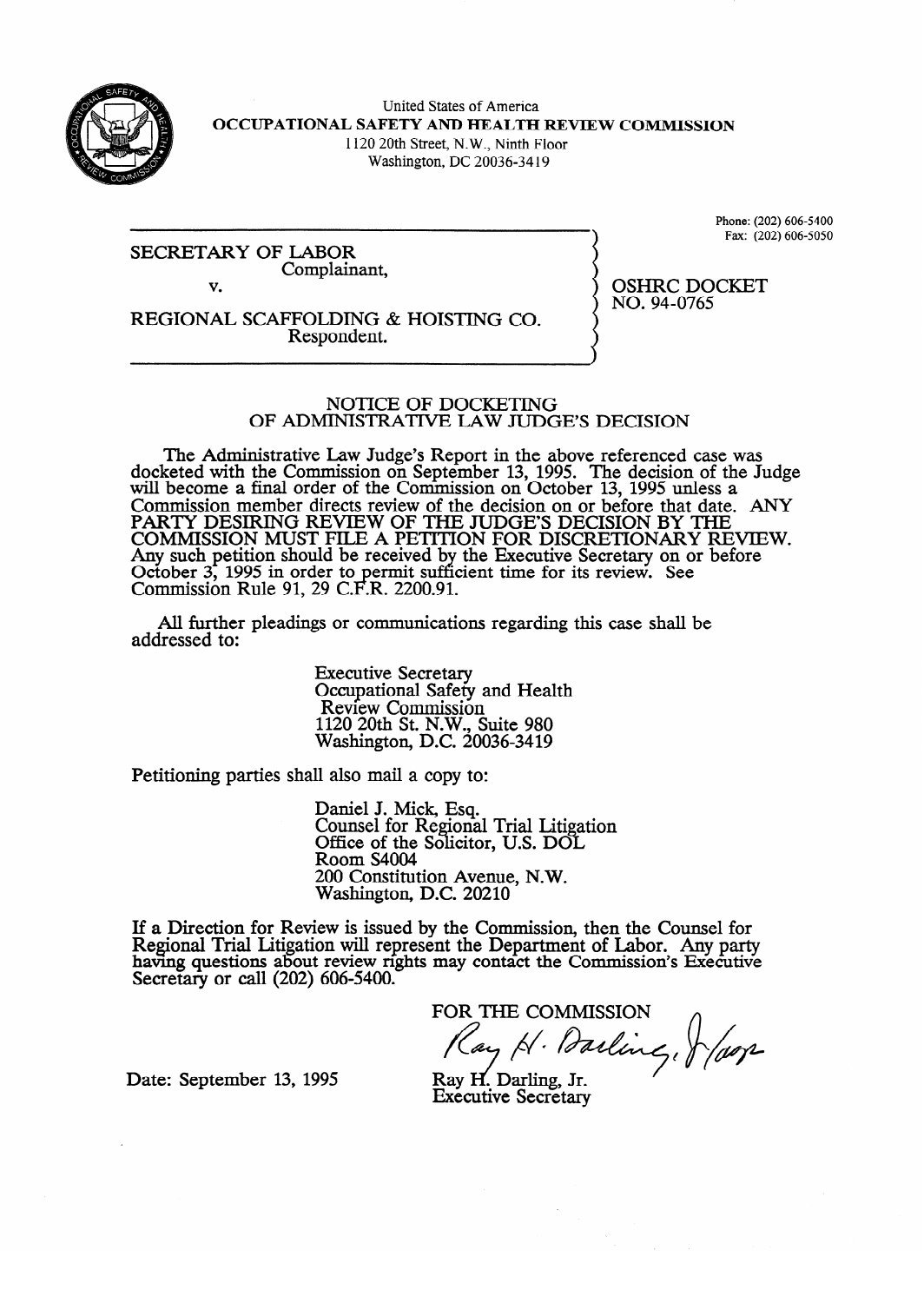United States of America
**OCCUPATIONAL SAFETY AND HEALTH REVIEW COMMISSION**
1120 20th Street, N.W., Ninth Floor
Washington, DC 20036-3419

Phone: (202) 606-5400
Fax: (202) 606-5050

SECRETARY OF LABOR
Complainant,

v.

REGIONAL SCAFFOLDING & HOISTING CO.
Respondent.

OSHRC DOCKET
NO. 94-0765

## NOTICE OF DOCKETING OF ADMINISTRATIVE LAW JUDGE'S DECISION

The Administrative Law Judge's Report in the above referenced case was docketed with the Commission on September 13, 1995. The decision of the Judge will become a final order of the Commission on October 13, 1995 unless a Commission member directs review of the decision on or before that date. ANY PARTY DESIRING REVIEW OF THE JUDGE'S DECISION BY THE COMMISSION MUST FILE A PETITION FOR DISCRETIONARY REVIEW. Any such petition should be received by the Executive Secretary on or before October 3, 1995 in order to permit sufficient time for its review. See Commission Rule 91, 29 C.F.R. 2200.91.

All further pleadings or communications regarding this case shall be addressed to:

Executive Secretary
Occupational Safety and Health
Review Commission
1120 20th St. N.W., Suite 980
Washington, D.C. 20036-3419

Petitioning parties shall also mail a copy to:

Daniel J. Mick, Esq.
Counsel for Regional Trial Litigation
Office of the Solicitor, U.S. DOL
Room S4004
200 Constitution Avenue, N.W.
Washington, D.C. 20210

If a Direction for Review is issued by the Commission, then the Counsel for Regional Trial Litigation will represent the Department of Labor. Any party having questions about review rights may contact the Commission's Executive Secretary or call (202) 606-5400.

FOR THE COMMISSION

Ray H. Darling, Jr.
Executive Secretary

Date: September 13, 1995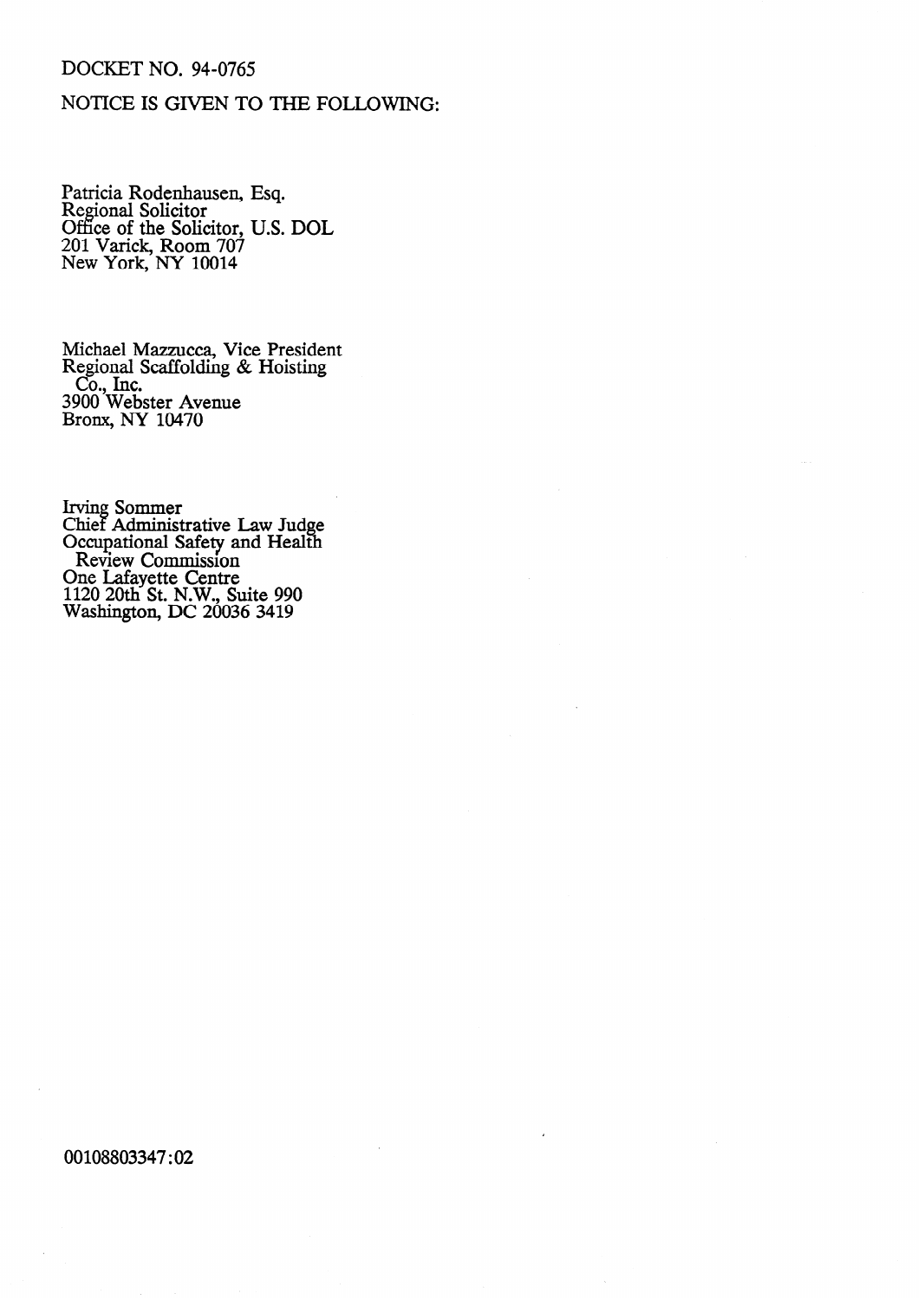DOCKET NO. 94-0765

NOTICE IS GIVEN TO THE FOLLOWING:

Patricia Rodenhausen, Esq.
Regional Solicitor
Office of the Solicitor, U.S. DOL
201 Varick, Room 707
New York, NY 10014

Michael Mazzucca, Vice President
Regional Scaffolding & Hoisting
Co., Inc.
3900 Webster Avenue
Bronx, NY 10470

Irving Sommer
Chief Administrative Law Judge
Occupational Safety and Health
Review Commission
One Lafayette Centre
1120 20th St. N.W., Suite 990
Washington, DC 20036 3419

00108803347:02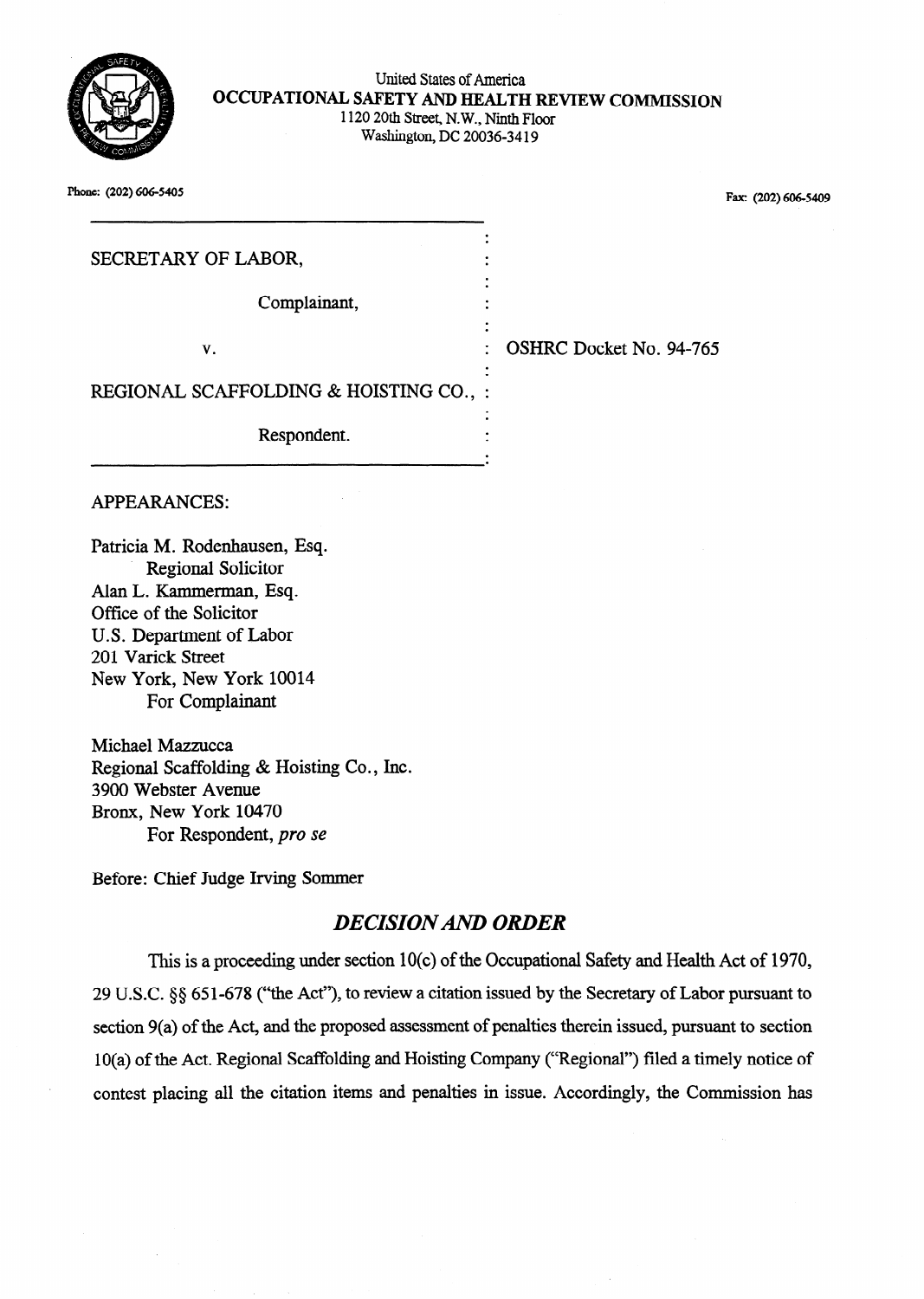United States of America
**OCCUPATIONAL SAFETY AND HEALTH REVIEW COMMISSION**
1120 20th Street, N.W., Ninth Floor
Washington, DC 20036-3419

Phone: (202) 606-5405

Fax: (202) 606-5409

SECRETARY OF LABOR,

Complainant,

v.

REGIONAL SCAFFOLDING & HOISTING CO.,

Respondent.

OSHRC Docket No. 94-765

APPEARANCES:

Patricia M. Rodenhausen, Esq.
Regional Solicitor
Alan L. Kammerman, Esq.
Office of the Solicitor
U.S. Department of Labor
201 Varick Street
New York, New York 10014
For Complainant

Michael Mazzucca
Regional Scaffolding & Hoisting Co., Inc.
3900 Webster Avenue
Bronx, New York 10470
For Respondent, *pro se*

Before: Chief Judge Irving Sommer

## *DECISION AND ORDER*

This is a proceeding under section 10(c) of the Occupational Safety and Health Act of 1970, 29 U.S.C. §§ 651-678 ("the Act"), to review a citation issued by the Secretary of Labor pursuant to section 9(a) of the Act, and the proposed assessment of penalties therein issued, pursuant to section 10(a) of the Act. Regional Scaffolding and Hoisting Company ("Regional") filed a timely notice of contest placing all the citation items and penalties in issue. Accordingly, the Commission has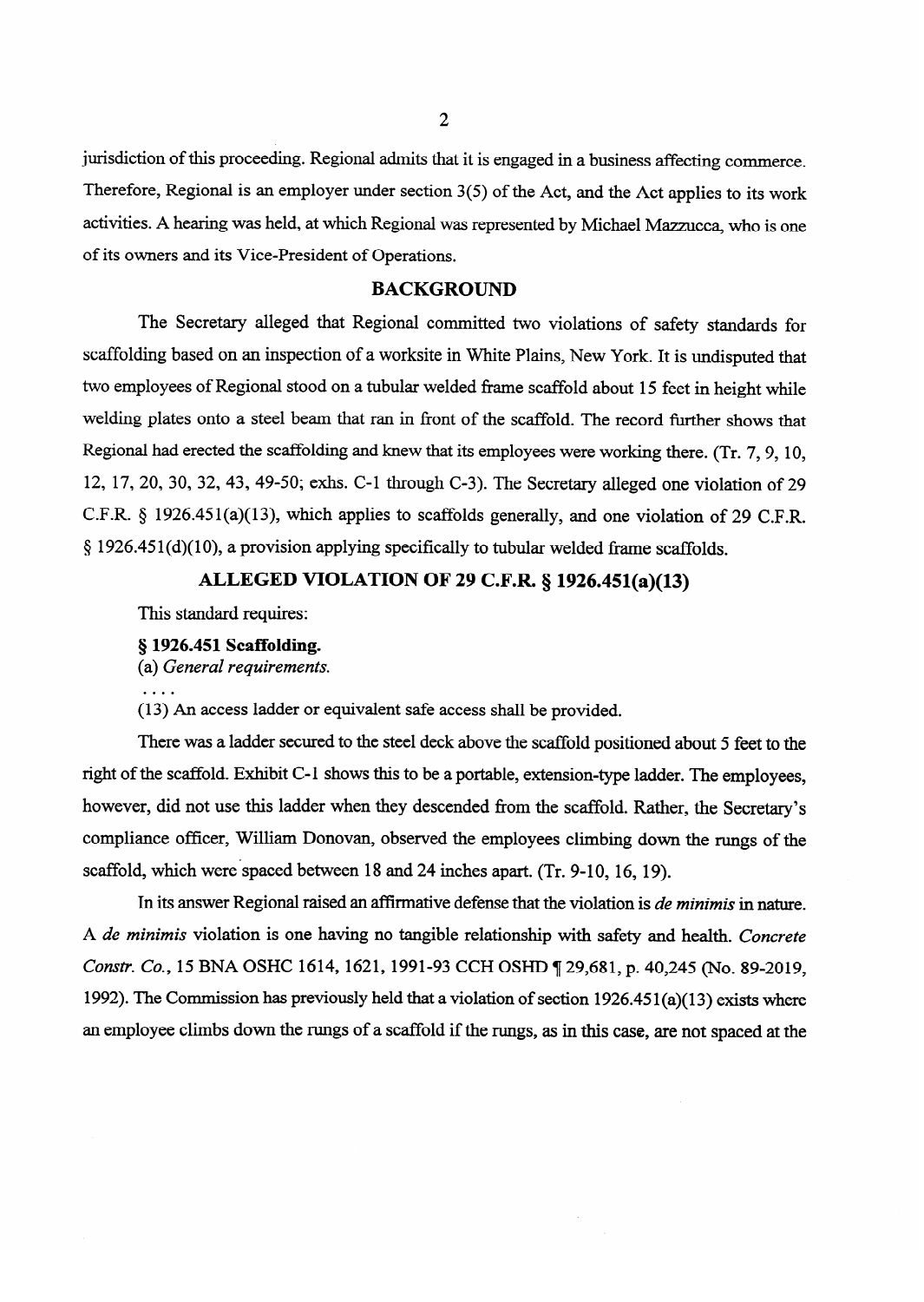jurisdiction of this proceeding. Regional admits that it is engaged in a business affecting commerce. Therefore, Regional is an employer under section 3(5) of the Act, and the Act applies to its work activities. A hearing was held, at which Regional was represented by Michael Mazzucca, who is one of its owners and its Vice-President of Operations.

## BACKGROUND

The Secretary alleged that Regional committed two violations of safety standards for scaffolding based on an inspection of a worksite in White Plains, New York. It is undisputed that two employees of Regional stood on a tubular welded frame scaffold about 15 feet in height while welding plates onto a steel beam that ran in front of the scaffold. The record further shows that Regional had erected the scaffolding and knew that its employees were working there. (Tr. 7, 9, 10, 12, 17, 20, 30, 32, 43, 49-50; exhs. C-1 through C-3). The Secretary alleged one violation of 29 C.F.R. § 1926.451(a)(13), which applies to scaffolds generally, and one violation of 29 C.F.R. § 1926.451(d)(10), a provision applying specifically to tubular welded frame scaffolds.

## ALLEGED VIOLATION OF 29 C.F.R. § 1926.451(a)(13)

This standard requires:

**§ 1926.451 Scaffolding.**

(a) *General requirements.*

. . . .

(13) An access ladder or equivalent safe access shall be provided.

There was a ladder secured to the steel deck above the scaffold positioned about 5 feet to the right of the scaffold. Exhibit C-1 shows this to be a portable, extension-type ladder. The employees, however, did not use this ladder when they descended from the scaffold. Rather, the Secretary's compliance officer, William Donovan, observed the employees climbing down the rungs of the scaffold, which were spaced between 18 and 24 inches apart. (Tr. 9-10, 16, 19).

In its answer Regional raised an affirmative defense that the violation is *de minimis* in nature. A *de minimis* violation is one having no tangible relationship with safety and health. *Concrete Constr. Co.*, 15 BNA OSHC 1614, 1621, 1991-93 CCH OSHD ¶ 29,681, p. 40,245 (No. 89-2019, 1992). The Commission has previously held that a violation of section 1926.451(a)(13) exists where an employee climbs down the rungs of a scaffold if the rungs, as in this case, are not spaced at the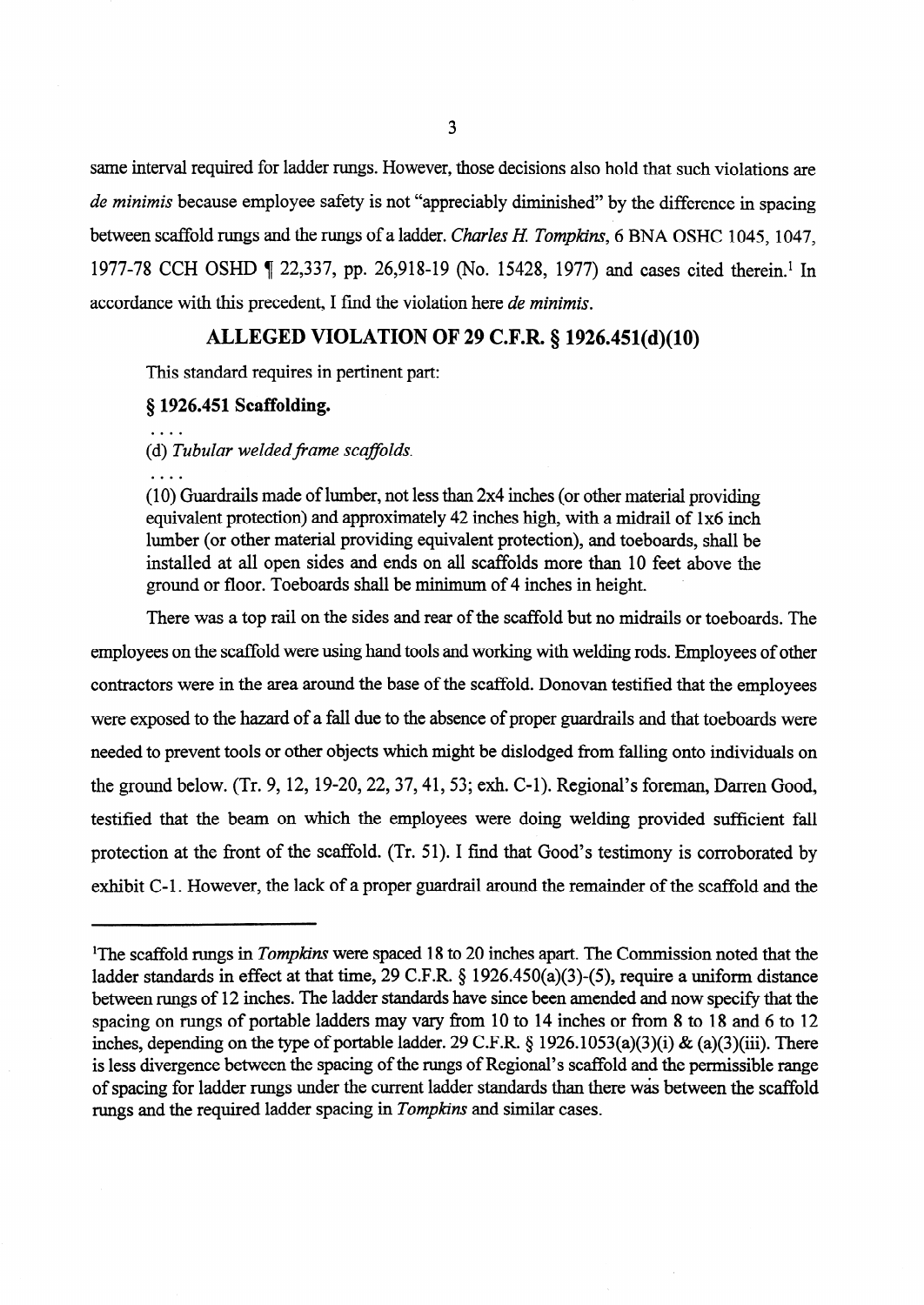same interval required for ladder rungs. However, those decisions also hold that such violations are *de minimis* because employee safety is not "appreciably diminished" by the difference in spacing between scaffold rungs and the rungs of a ladder. *Charles H. Tompkins*, 6 BNA OSHC 1045, 1047, 1977-78 CCH OSHD ¶ 22,337, pp. 26,918-19 (No. 15428, 1977) and cases cited therein.[1] In accordance with this precedent, I find the violation here *de minimis*.

## ALLEGED VIOLATION OF 29 C.F.R. § 1926.451(d)(10)

This standard requires in pertinent part:

**§ 1926.451 Scaffolding.**

. . . .

(d) *Tubular welded frame scaffolds.*

. . . .

(10) Guardrails made of lumber, not less than 2x4 inches (or other material providing equivalent protection) and approximately 42 inches high, with a midrail of 1x6 inch lumber (or other material providing equivalent protection), and toeboards, shall be installed at all open sides and ends on all scaffolds more than 10 feet above the ground or floor. Toeboards shall be minimum of 4 inches in height.

There was a top rail on the sides and rear of the scaffold but no midrails or toeboards. The employees on the scaffold were using hand tools and working with welding rods. Employees of other contractors were in the area around the base of the scaffold. Donovan testified that the employees were exposed to the hazard of a fall due to the absence of proper guardrails and that toeboards were needed to prevent tools or other objects which might be dislodged from falling onto individuals on the ground below. (Tr. 9, 12, 19-20, 22, 37, 41, 53; exh. C-1). Regional's foreman, Darren Good, testified that the beam on which the employees were doing welding provided sufficient fall protection at the front of the scaffold. (Tr. 51). I find that Good's testimony is corroborated by exhibit C-1. However, the lack of a proper guardrail around the remainder of the scaffold and the

---

[1] The scaffold rungs in *Tompkins* were spaced 18 to 20 inches apart. The Commission noted that the ladder standards in effect at that time, 29 C.F.R. § 1926.450(a)(3)-(5), require a uniform distance between rungs of 12 inches. The ladder standards have since been amended and now specify that the spacing on rungs of portable ladders may vary from 10 to 14 inches or from 8 to 18 and 6 to 12 inches, depending on the type of portable ladder. 29 C.F.R. § 1926.1053(a)(3)(i) & (a)(3)(iii). There is less divergence between the spacing of the rungs of Regional's scaffold and the permissible range of spacing for ladder rungs under the current ladder standards than there was between the scaffold rungs and the required ladder spacing in *Tompkins* and similar cases.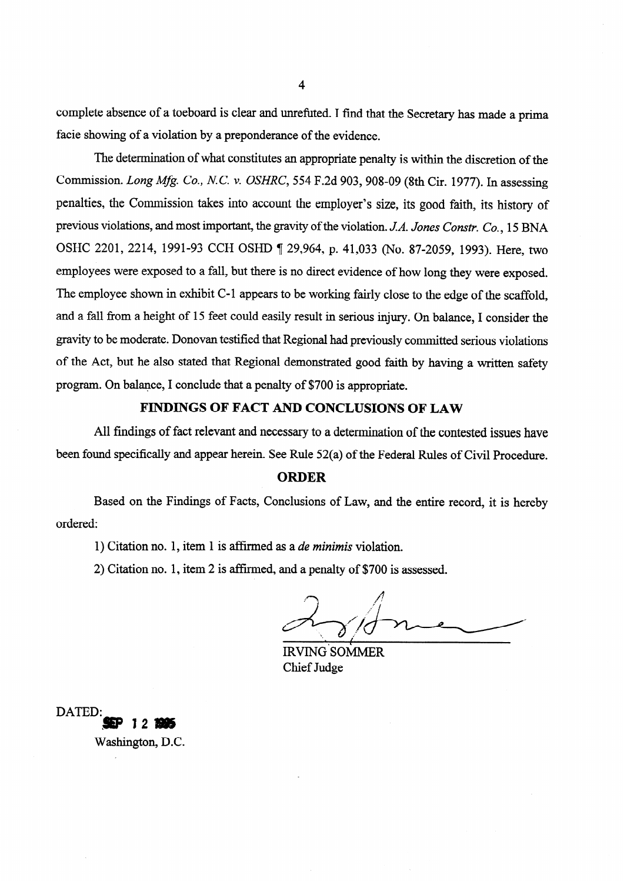complete absence of a toeboard is clear and unrefuted. I find that the Secretary has made a prima facie showing of a violation by a preponderance of the evidence.

The determination of what constitutes an appropriate penalty is within the discretion of the Commission. *Long Mfg. Co., N.C. v. OSHRC*, 554 F.2d 903, 908-09 (8th Cir. 1977). In assessing penalties, the Commission takes into account the employer's size, its good faith, its history of previous violations, and most important, the gravity of the violation. *J.A. Jones Constr. Co.*, 15 BNA OSHC 2201, 2214, 1991-93 CCH OSHD ¶ 29,964, p. 41,033 (No. 87-2059, 1993). Here, two employees were exposed to a fall, but there is no direct evidence of how long they were exposed. The employee shown in exhibit C-1 appears to be working fairly close to the edge of the scaffold, and a fall from a height of 15 feet could easily result in serious injury. On balance, I consider the gravity to be moderate. Donovan testified that Regional had previously committed serious violations of the Act, but he also stated that Regional demonstrated good faith by having a written safety program. On balance, I conclude that a penalty of $700 is appropriate.

## FINDINGS OF FACT AND CONCLUSIONS OF LAW

All findings of fact relevant and necessary to a determination of the contested issues have been found specifically and appear herein. See Rule 52(a) of the Federal Rules of Civil Procedure.

## ORDER

Based on the Findings of Facts, Conclusions of Law, and the entire record, it is hereby ordered:

1) Citation no. 1, item 1 is affirmed as a *de minimis* violation.

2) Citation no. 1, item 2 is affirmed, and a penalty of $700 is assessed.

IRVING SOMMER
Chief Judge

DATED: SEP 12 1995
Washington, D.C.